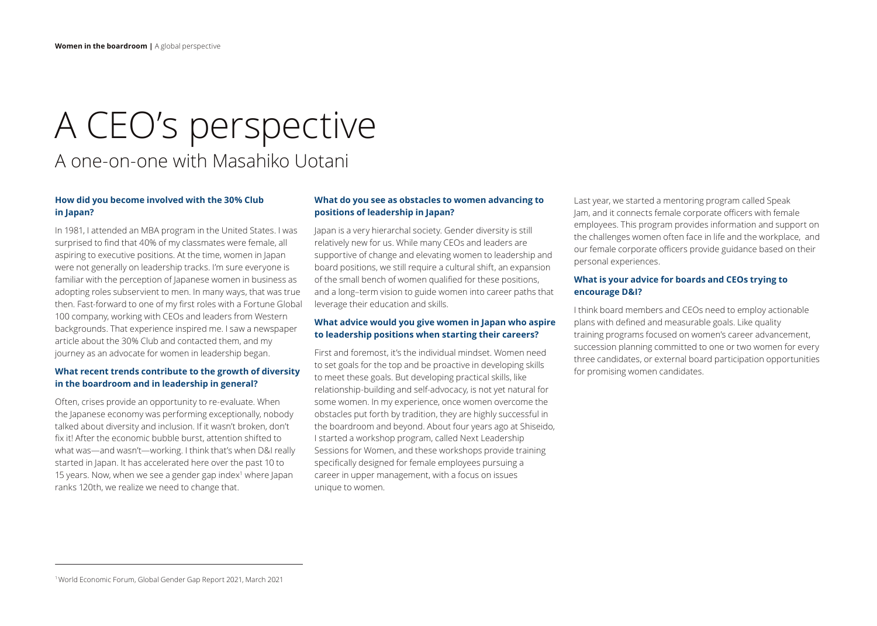# A CEO's perspective

## A one-on-one with Masahiko Uotani

### How did you become involved with the 30% Club in Japan?

In 1981, I attended an MBA program in the United States. I was surprised to find that 40% of my classmates were female, all aspiring to executive positions. At the time, women in Japan were not generally on leadership tracks. I'm sure everyone is familiar with the perception of Japanese women in business as adopting roles subservient to men. In many ways, that was true then. Fast-forward to one of my first roles with a Fortune Global 100 company, working with CEOs and leaders from Western backgrounds. That experience inspired me. I saw a newspaper article about the 30% Club and contacted them, and my journey as an advocate for women in leadership began.

### What recent trends contribute to the growth of diversity in the boardroom and in leadership in general?

Often, crises provide an opportunity to re-evaluate. When the Japanese economy was performing exceptionally, nobody talked about diversity and inclusion. If it wasn't broken, don't fix it! After the economic bubble burst, attention shifted to what was—and wasn't—working. I think that's when D&I really started in Japan. It has accelerated here over the past 10 to 15 years. Now, when we see a gender gap index[1] where Japan ranks 120th, we realize we need to change that.

### What do you see as obstacles to women advancing to positions of leadership in Japan?

Japan is a very hierarchal society. Gender diversity is still relatively new for us. While many CEOs and leaders are supportive of change and elevating women to leadership and board positions, we still require a cultural shift, an expansion of the small bench of women qualified for these positions, and a long–term vision to guide women into career paths that leverage their education and skills.

### What advice would you give women in Japan who aspire to leadership positions when starting their careers?

First and foremost, it's the individual mindset. Women need to set goals for the top and be proactive in developing skills to meet these goals. But developing practical skills, like relationship-building and self-advocacy, is not yet natural for some women. In my experience, once women overcome the obstacles put forth by tradition, they are highly successful in the boardroom and beyond. About four years ago at Shiseido, I started a workshop program, called Next Leadership Sessions for Women, and these workshops provide training specifically designed for female employees pursuing a career in upper management, with a focus on issues unique to women.

Last year, we started a mentoring program called Speak Jam, and it connects female corporate officers with female employees. This program provides information and support on the challenges women often face in life and the workplace, and our female corporate officers provide guidance based on their personal experiences.

### What is your advice for boards and CEOs trying to encourage D&I?

I think board members and CEOs need to employ actionable plans with defined and measurable goals. Like quality training programs focused on women's career advancement, succession planning committed to one or two women for every three candidates, or external board participation opportunities for promising women candidates.

---

[1] World Economic Forum, Global Gender Gap Report 2021, March 2021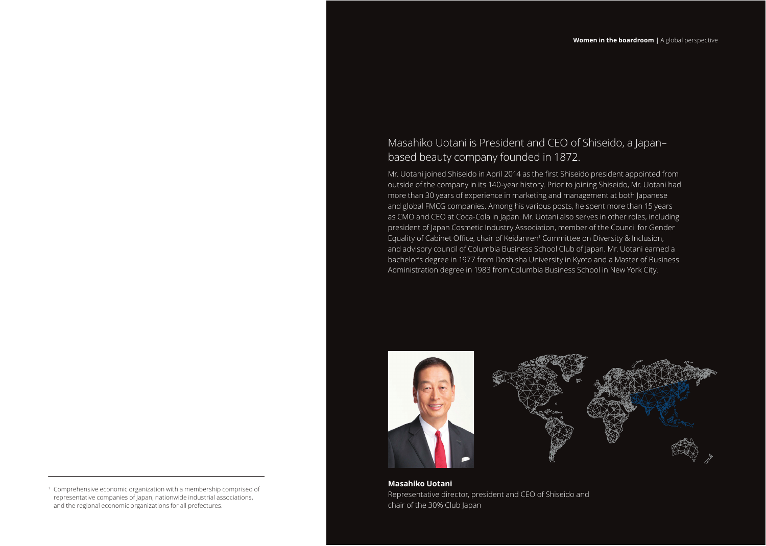## Masahiko Uotani is President and CEO of Shiseido, a Japan–based beauty company founded in 1872.

Mr. Uotani joined Shiseido in April 2014 as the first Shiseido president appointed from outside of the company in its 140-year history. Prior to joining Shiseido, Mr. Uotani had more than 30 years of experience in marketing and management at both Japanese and global FMCG companies. Among his various posts, he spent more than 15 years as CMO and CEO at Coca-Cola in Japan. Mr. Uotani also serves in other roles, including president of Japan Cosmetic Industry Association, member of the Council for Gender Equality of Cabinet Office, chair of Keidanren[1] Committee on Diversity & Inclusion, and advisory council of Columbia Business School Club of Japan. Mr. Uotani earned a bachelor's degree in 1977 from Doshisha University in Kyoto and a Master of Business Administration degree in 1983 from Columbia Business School in New York City.

**Masahiko Uotani**
Representative director, president and CEO of Shiseido and chair of the 30% Club Japan

[1] Comprehensive economic organization with a membership comprised of representative companies of Japan, nationwide industrial associations, and the regional economic organizations for all prefectures.